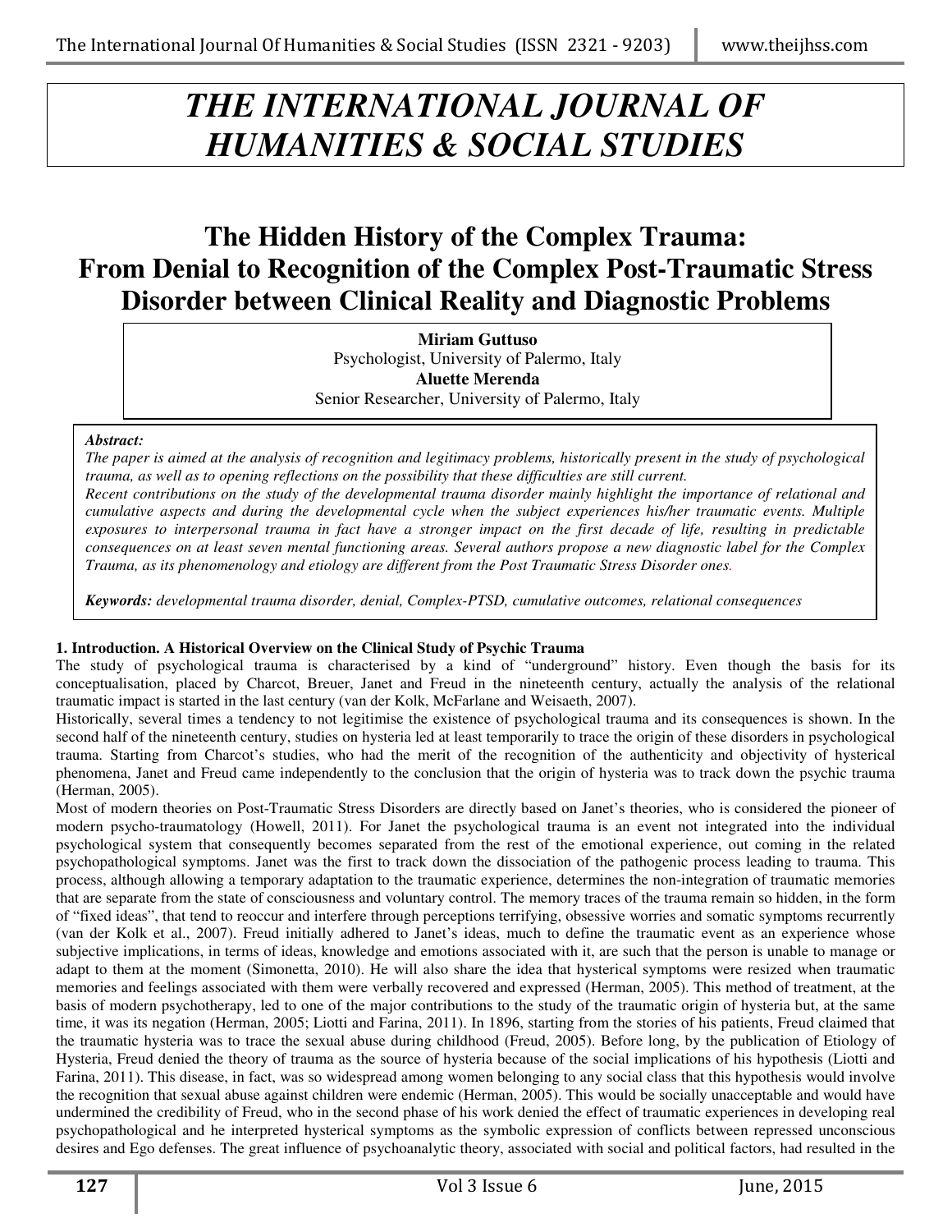# THE INTERNATIONAL JOURNAL OF HUMANITIES & SOCIAL STUDIES

# The Hidden History of the Complex Trauma: From Denial to Recognition of the Complex Post-Traumatic Stress Disorder between Clinical Reality and Diagnostic Problems

**Miriam Guttuso**
Psychologist, University of Palermo, Italy
**Aluette Merenda**
Senior Researcher, University of Palermo, Italy

***Abstract:***
*The paper is aimed at the analysis of recognition and legitimacy problems, historically present in the study of psychological trauma, as well as to opening reflections on the possibility that these difficulties are still current.*
*Recent contributions on the study of the developmental trauma disorder mainly highlight the importance of relational and cumulative aspects and during the developmental cycle when the subject experiences his/her traumatic events. Multiple exposures to interpersonal trauma in fact have a stronger impact on the first decade of life, resulting in predictable consequences on at least seven mental functioning areas. Several authors propose a new diagnostic label for the Complex Trauma, as its phenomenology and etiology are different from the Post Traumatic Stress Disorder ones.*

***Keywords:*** *developmental trauma disorder, denial, Complex-PTSD, cumulative outcomes, relational consequences*

## 1. Introduction. A Historical Overview on the Clinical Study of Psychic Trauma

The study of psychological trauma is characterised by a kind of "underground" history. Even though the basis for its conceptualisation, placed by Charcot, Breuer, Janet and Freud in the nineteenth century, actually the analysis of the relational traumatic impact is started in the last century (van der Kolk, McFarlane and Weisaeth, 2007).

Historically, several times a tendency to not legitimise the existence of psychological trauma and its consequences is shown. In the second half of the nineteenth century, studies on hysteria led at least temporarily to trace the origin of these disorders in psychological trauma. Starting from Charcot's studies, who had the merit of the recognition of the authenticity and objectivity of hysterical phenomena, Janet and Freud came independently to the conclusion that the origin of hysteria was to track down the psychic trauma (Herman, 2005).

Most of modern theories on Post-Traumatic Stress Disorders are directly based on Janet's theories, who is considered the pioneer of modern psycho-traumatology (Howell, 2011). For Janet the psychological trauma is an event not integrated into the individual psychological system that consequently becomes separated from the rest of the emotional experience, out coming in the related psychopathological symptoms. Janet was the first to track down the dissociation of the pathogenic process leading to trauma. This process, although allowing a temporary adaptation to the traumatic experience, determines the non-integration of traumatic memories that are separate from the state of consciousness and voluntary control. The memory traces of the trauma remain so hidden, in the form of "fixed ideas", that tend to reoccur and interfere through perceptions terrifying, obsessive worries and somatic symptoms recurrently (van der Kolk et al., 2007). Freud initially adhered to Janet's ideas, much to define the traumatic event as an experience whose subjective implications, in terms of ideas, knowledge and emotions associated with it, are such that the person is unable to manage or adapt to them at the moment (Simonetta, 2010). He will also share the idea that hysterical symptoms were resized when traumatic memories and feelings associated with them were verbally recovered and expressed (Herman, 2005). This method of treatment, at the basis of modern psychotherapy, led to one of the major contributions to the study of the traumatic origin of hysteria but, at the same time, it was its negation (Herman, 2005; Liotti and Farina, 2011). In 1896, starting from the stories of his patients, Freud claimed that the traumatic hysteria was to trace the sexual abuse during childhood (Freud, 2005). Before long, by the publication of Etiology of Hysteria, Freud denied the theory of trauma as the source of hysteria because of the social implications of his hypothesis (Liotti and Farina, 2011). This disease, in fact, was so widespread among women belonging to any social class that this hypothesis would involve the recognition that sexual abuse against children were endemic (Herman, 2005). This would be socially unacceptable and would have undermined the credibility of Freud, who in the second phase of his work denied the effect of traumatic experiences in developing real psychopathological and he interpreted hysterical symptoms as the symbolic expression of conflicts between repressed unconscious desires and Ego defenses. The great influence of psychoanalytic theory, associated with social and political factors, had resulted in the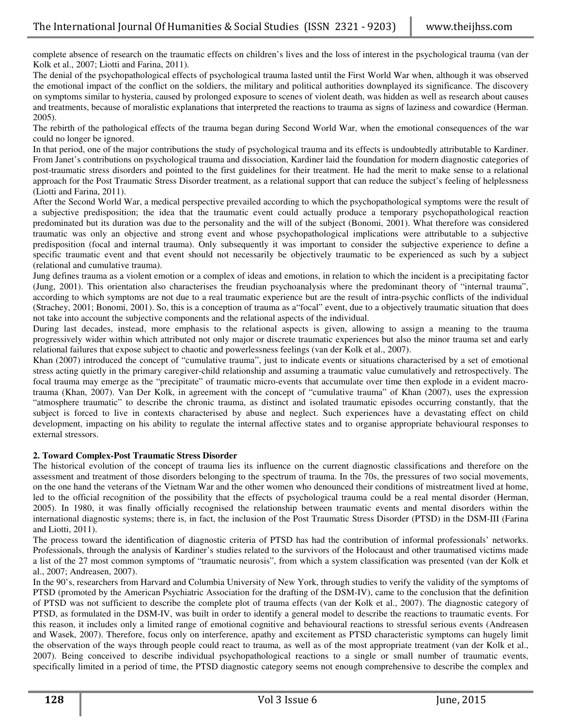complete absence of research on the traumatic effects on children's lives and the loss of interest in the psychological trauma (van der Kolk et al., 2007; Liotti and Farina, 2011).

The denial of the psychopathological effects of psychological trauma lasted until the First World War when, although it was observed the emotional impact of the conflict on the soldiers, the military and political authorities downplayed its significance. The discovery on symptoms similar to hysteria, caused by prolonged exposure to scenes of violent death, was hidden as well as research about causes and treatments, because of moralistic explanations that interpreted the reactions to trauma as signs of laziness and cowardice (Herman. 2005).

The rebirth of the pathological effects of the trauma began during Second World War, when the emotional consequences of the war could no longer be ignored.

In that period, one of the major contributions the study of psychological trauma and its effects is undoubtedly attributable to Kardiner. From Janet's contributions on psychological trauma and dissociation, Kardiner laid the foundation for modern diagnostic categories of post-traumatic stress disorders and pointed to the first guidelines for their treatment. He had the merit to make sense to a relational approach for the Post Traumatic Stress Disorder treatment, as a relational support that can reduce the subject's feeling of helplessness (Liotti and Farina, 2011).

After the Second World War, a medical perspective prevailed according to which the psychopathological symptoms were the result of a subjective predisposition; the idea that the traumatic event could actually produce a temporary psychopathological reaction predominated but its duration was due to the personality and the will of the subject (Bonomi, 2001). What therefore was considered traumatic was only an objective and strong event and whose psychopathological implications were attributable to a subjective predisposition (focal and internal trauma). Only subsequently it was important to consider the subjective experience to define a specific traumatic event and that event should not necessarily be objectively traumatic to be experienced as such by a subject (relational and cumulative trauma).

Jung defines trauma as a violent emotion or a complex of ideas and emotions, in relation to which the incident is a precipitating factor (Jung, 2001). This orientation also characterises the freudian psychoanalysis where the predominant theory of "internal trauma", according to which symptoms are not due to a real traumatic experience but are the result of intra-psychic conflicts of the individual (Strachey, 2001; Bonomi, 2001). So, this is a conception of trauma as a"focal" event, due to a objectively traumatic situation that does not take into account the subjective components and the relational aspects of the individual.

During last decades, instead, more emphasis to the relational aspects is given, allowing to assign a meaning to the trauma progressively wider within which attributed not only major or discrete traumatic experiences but also the minor trauma set and early relational failures that expose subject to chaotic and powerlessness feelings (van der Kolk et al., 2007).

Khan (2007) introduced the concept of "cumulative trauma", just to indicate events or situations characterised by a set of emotional stress acting quietly in the primary caregiver-child relationship and assuming a traumatic value cumulatively and retrospectively. The focal trauma may emerge as the "precipitate" of traumatic micro-events that accumulate over time then explode in a evident macro-trauma (Khan, 2007). Van Der Kolk, in agreement with the concept of "cumulative trauma" of Khan (2007), uses the expression "atmosphere traumatic" to describe the chronic trauma, as distinct and isolated traumatic episodes occurring constantly, that the subject is forced to live in contexts characterised by abuse and neglect. Such experiences have a devastating effect on child development, impacting on his ability to regulate the internal affective states and to organise appropriate behavioural responses to external stressors.

## 2. Toward Complex-Post Traumatic Stress Disorder

The historical evolution of the concept of trauma lies its influence on the current diagnostic classifications and therefore on the assessment and treatment of those disorders belonging to the spectrum of trauma. In the 70s, the pressures of two social movements, on the one hand the veterans of the Vietnam War and the other women who denounced their conditions of mistreatment lived at home, led to the official recognition of the possibility that the effects of psychological trauma could be a real mental disorder (Herman, 2005). In 1980, it was finally officially recognised the relationship between traumatic events and mental disorders within the international diagnostic systems; there is, in fact, the inclusion of the Post Traumatic Stress Disorder (PTSD) in the DSM-III (Farina and Liotti, 2011).

The process toward the identification of diagnostic criteria of PTSD has had the contribution of informal professionals' networks. Professionals, through the analysis of Kardiner's studies related to the survivors of the Holocaust and other traumatised victims made a list of the 27 most common symptoms of "traumatic neurosis", from which a system classification was presented (van der Kolk et al., 2007; Andreasen, 2007).

In the 90's, researchers from Harvard and Columbia University of New York, through studies to verify the validity of the symptoms of PTSD (promoted by the American Psychiatric Association for the drafting of the DSM-IV), came to the conclusion that the definition of PTSD was not sufficient to describe the complete plot of trauma effects (van der Kolk et al., 2007). The diagnostic category of PTSD, as formulated in the DSM-IV, was built in order to identify a general model to describe the reactions to traumatic events. For this reason, it includes only a limited range of emotional cognitive and behavioural reactions to stressful serious events (Andreasen and Wasek, 2007). Therefore, focus only on interference, apathy and excitement as PTSD characteristic symptoms can hugely limit the observation of the ways through people could react to trauma, as well as of the most appropriate treatment (van der Kolk et al., 2007). Being conceived to describe individual psychopathological reactions to a single or small number of traumatic events, specifically limited in a period of time, the PTSD diagnostic category seems not enough comprehensive to describe the complex and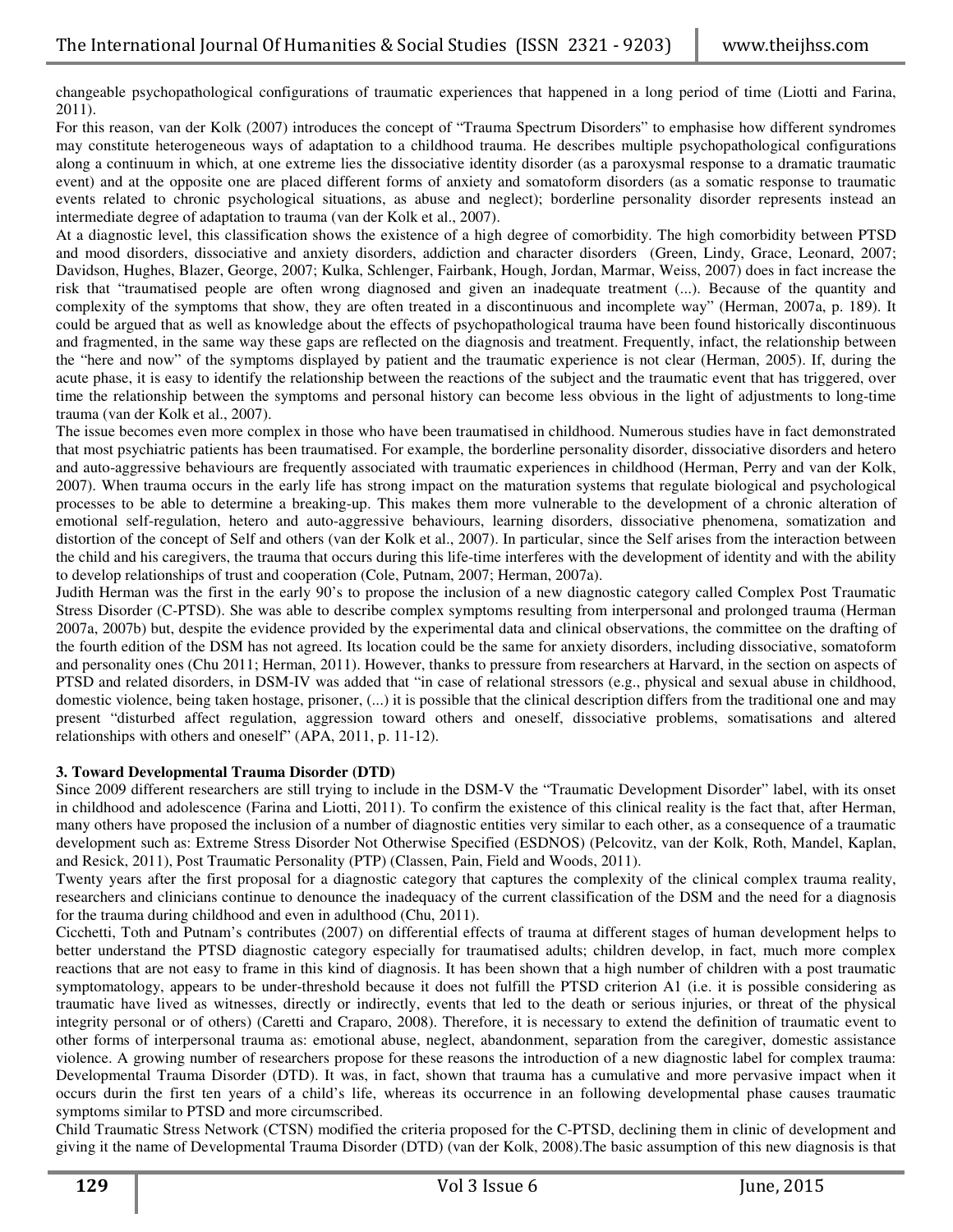changeable psychopathological configurations of traumatic experiences that happened in a long period of time (Liotti and Farina, 2011).

For this reason, van der Kolk (2007) introduces the concept of "Trauma Spectrum Disorders" to emphasise how different syndromes may constitute heterogeneous ways of adaptation to a childhood trauma. He describes multiple psychopathological configurations along a continuum in which, at one extreme lies the dissociative identity disorder (as a paroxysmal response to a dramatic traumatic event) and at the opposite one are placed different forms of anxiety and somatoform disorders (as a somatic response to traumatic events related to chronic psychological situations, as abuse and neglect); borderline personality disorder represents instead an intermediate degree of adaptation to trauma (van der Kolk et al., 2007).

At a diagnostic level, this classification shows the existence of a high degree of comorbidity. The high comorbidity between PTSD and mood disorders, dissociative and anxiety disorders, addiction and character disorders (Green, Lindy, Grace, Leonard, 2007; Davidson, Hughes, Blazer, George, 2007; Kulka, Schlenger, Fairbank, Hough, Jordan, Marmar, Weiss, 2007) does in fact increase the risk that "traumatised people are often wrong diagnosed and given an inadequate treatment (...). Because of the quantity and complexity of the symptoms that show, they are often treated in a discontinuous and incomplete way" (Herman, 2007a, p. 189). It could be argued that as well as knowledge about the effects of psychopathological trauma have been found historically discontinuous and fragmented, in the same way these gaps are reflected on the diagnosis and treatment. Frequently, infact, the relationship between the "here and now" of the symptoms displayed by patient and the traumatic experience is not clear (Herman, 2005). If, during the acute phase, it is easy to identify the relationship between the reactions of the subject and the traumatic event that has triggered, over time the relationship between the symptoms and personal history can become less obvious in the light of adjustments to long-time trauma (van der Kolk et al., 2007).

The issue becomes even more complex in those who have been traumatised in childhood. Numerous studies have in fact demonstrated that most psychiatric patients has been traumatised. For example, the borderline personality disorder, dissociative disorders and hetero and auto-aggressive behaviours are frequently associated with traumatic experiences in childhood (Herman, Perry and van der Kolk, 2007). When trauma occurs in the early life has strong impact on the maturation systems that regulate biological and psychological processes to be able to determine a breaking-up. This makes them more vulnerable to the development of a chronic alteration of emotional self-regulation, hetero and auto-aggressive behaviours, learning disorders, dissociative phenomena, somatization and distortion of the concept of Self and others (van der Kolk et al., 2007). In particular, since the Self arises from the interaction between the child and his caregivers, the trauma that occurs during this life-time interferes with the development of identity and with the ability to develop relationships of trust and cooperation (Cole, Putnam, 2007; Herman, 2007a).

Judith Herman was the first in the early 90's to propose the inclusion of a new diagnostic category called Complex Post Traumatic Stress Disorder (C-PTSD). She was able to describe complex symptoms resulting from interpersonal and prolonged trauma (Herman 2007a, 2007b) but, despite the evidence provided by the experimental data and clinical observations, the committee on the drafting of the fourth edition of the DSM has not agreed. Its location could be the same for anxiety disorders, including dissociative, somatoform and personality ones (Chu 2011; Herman, 2011). However, thanks to pressure from researchers at Harvard, in the section on aspects of PTSD and related disorders, in DSM-IV was added that "in case of relational stressors (e.g., physical and sexual abuse in childhood, domestic violence, being taken hostage, prisoner, (...) it is possible that the clinical description differs from the traditional one and may present "disturbed affect regulation, aggression toward others and oneself, dissociative problems, somatisations and altered relationships with others and oneself" (APA, 2011, p. 11-12).

### 3. Toward Developmental Trauma Disorder (DTD)

Since 2009 different researchers are still trying to include in the DSM-V the "Traumatic Development Disorder" label, with its onset in childhood and adolescence (Farina and Liotti, 2011). To confirm the existence of this clinical reality is the fact that, after Herman, many others have proposed the inclusion of a number of diagnostic entities very similar to each other, as a consequence of a traumatic development such as: Extreme Stress Disorder Not Otherwise Specified (ESDNOS) (Pelcovitz, van der Kolk, Roth, Mandel, Kaplan, and Resick, 2011), Post Traumatic Personality (PTP) (Classen, Pain, Field and Woods, 2011).

Twenty years after the first proposal for a diagnostic category that captures the complexity of the clinical complex trauma reality, researchers and clinicians continue to denounce the inadequacy of the current classification of the DSM and the need for a diagnosis for the trauma during childhood and even in adulthood (Chu, 2011).

Cicchetti, Toth and Putnam's contributes (2007) on differential effects of trauma at different stages of human development helps to better understand the PTSD diagnostic category especially for traumatised adults; children develop, in fact, much more complex reactions that are not easy to frame in this kind of diagnosis. It has been shown that a high number of children with a post traumatic symptomatology, appears to be under-threshold because it does not fulfill the PTSD criterion A1 (i.e. it is possible considering as traumatic have lived as witnesses, directly or indirectly, events that led to the death or serious injuries, or threat of the physical integrity personal or of others) (Caretti and Craparo, 2008). Therefore, it is necessary to extend the definition of traumatic event to other forms of interpersonal trauma as: emotional abuse, neglect, abandonment, separation from the caregiver, domestic assistance violence. A growing number of researchers propose for these reasons the introduction of a new diagnostic label for complex trauma: Developmental Trauma Disorder (DTD). It was, in fact, shown that trauma has a cumulative and more pervasive impact when it occurs durin the first ten years of a child's life, whereas its occurrence in an following developmental phase causes traumatic symptoms similar to PTSD and more circumscribed.

Child Traumatic Stress Network (CTSN) modified the criteria proposed for the C-PTSD, declining them in clinic of development and giving it the name of Developmental Trauma Disorder (DTD) (van der Kolk, 2008).The basic assumption of this new diagnosis is that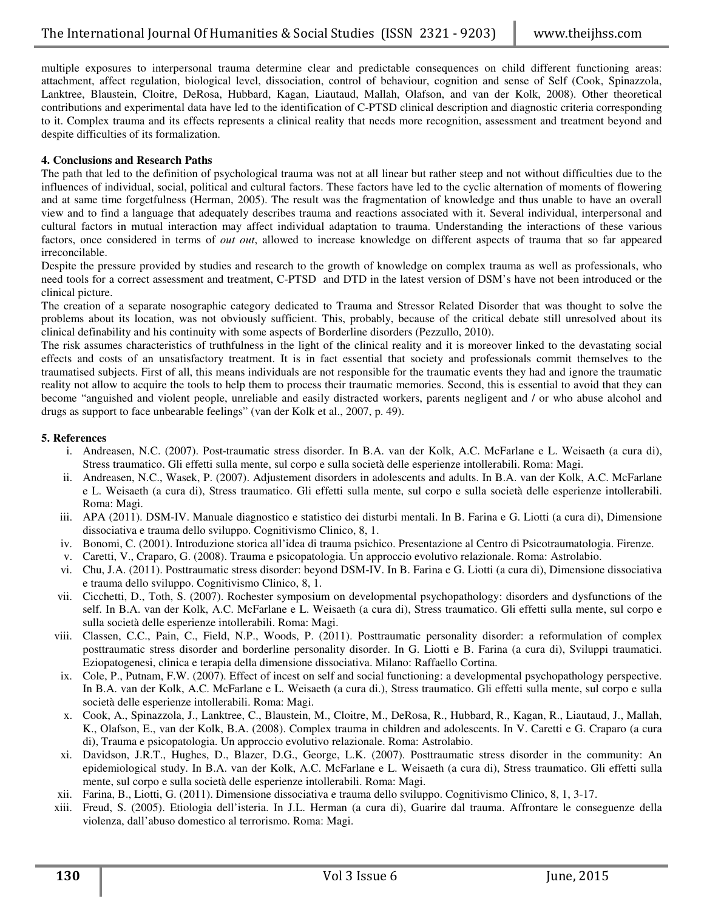multiple exposures to interpersonal trauma determine clear and predictable consequences on child different functioning areas: attachment, affect regulation, biological level, dissociation, control of behaviour, cognition and sense of Self (Cook, Spinazzola, Lanktree, Blaustein, Cloitre, DeRosa, Hubbard, Kagan, Liautaud, Mallah, Olafson, and van der Kolk, 2008). Other theoretical contributions and experimental data have led to the identification of C-PTSD clinical description and diagnostic criteria corresponding to it. Complex trauma and its effects represents a clinical reality that needs more recognition, assessment and treatment beyond and despite difficulties of its formalization.

## 4. Conclusions and Research Paths

The path that led to the definition of psychological trauma was not at all linear but rather steep and not without difficulties due to the influences of individual, social, political and cultural factors. These factors have led to the cyclic alternation of moments of flowering and at same time forgetfulness (Herman, 2005). The result was the fragmentation of knowledge and thus unable to have an overall view and to find a language that adequately describes trauma and reactions associated with it. Several individual, interpersonal and cultural factors in mutual interaction may affect individual adaptation to trauma. Understanding the interactions of these various factors, once considered in terms of *out out*, allowed to increase knowledge on different aspects of trauma that so far appeared irreconcilable.

Despite the pressure provided by studies and research to the growth of knowledge on complex trauma as well as professionals, who need tools for a correct assessment and treatment, C-PTSD and DTD in the latest version of DSM's have not been introduced or the clinical picture.

The creation of a separate nosographic category dedicated to Trauma and Stressor Related Disorder that was thought to solve the problems about its location, was not obviously sufficient. This, probably, because of the critical debate still unresolved about its clinical definability and his continuity with some aspects of Borderline disorders (Pezzullo, 2010).

The risk assumes characteristics of truthfulness in the light of the clinical reality and it is moreover linked to the devastating social effects and costs of an unsatisfactory treatment. It is in fact essential that society and professionals commit themselves to the traumatised subjects. First of all, this means individuals are not responsible for the traumatic events they had and ignore the traumatic reality not allow to acquire the tools to help them to process their traumatic memories. Second, this is essential to avoid that they can become "anguished and violent people, unreliable and easily distracted workers, parents negligent and / or who abuse alcohol and drugs as support to face unbearable feelings" (van der Kolk et al., 2007, p. 49).

## 5. References

i. Andreasen, N.C. (2007). Post-traumatic stress disorder. In B.A. van der Kolk, A.C. McFarlane e L. Weisaeth (a cura di), Stress traumatico. Gli effetti sulla mente, sul corpo e sulla società delle esperienze intollerabili. Roma: Magi.

ii. Andreasen, N.C., Wasek, P. (2007). Adjustement disorders in adolescents and adults. In B.A. van der Kolk, A.C. McFarlane e L. Weisaeth (a cura di), Stress traumatico. Gli effetti sulla mente, sul corpo e sulla società delle esperienze intollerabili. Roma: Magi.

iii. APA (2011). DSM-IV. Manuale diagnostico e statistico dei disturbi mentali. In B. Farina e G. Liotti (a cura di), Dimensione dissociativa e trauma dello sviluppo. Cognitivismo Clinico, 8, 1.

iv. Bonomi, C. (2001). Introduzione storica all'idea di trauma psichico. Presentazione al Centro di Psicotraumatologia. Firenze.

v. Caretti, V., Craparo, G. (2008). Trauma e psicopatologia. Un approccio evolutivo relazionale. Roma: Astrolabio.

vi. Chu, J.A. (2011). Posttraumatic stress disorder: beyond DSM-IV. In B. Farina e G. Liotti (a cura di), Dimensione dissociativa e trauma dello sviluppo. Cognitivismo Clinico, 8, 1.

vii. Cicchetti, D., Toth, S. (2007). Rochester symposium on developmental psychopathology: disorders and dysfunctions of the self. In B.A. van der Kolk, A.C. McFarlane e L. Weisaeth (a cura di), Stress traumatico. Gli effetti sulla mente, sul corpo e sulla società delle esperienze intollerabili. Roma: Magi.

viii. Classen, C.C., Pain, C., Field, N.P., Woods, P. (2011). Posttraumatic personality disorder: a reformulation of complex posttraumatic stress disorder and borderline personality disorder. In G. Liotti e B. Farina (a cura di), Sviluppi traumatici. Eziopatogenesi, clinica e terapia della dimensione dissociativa. Milano: Raffaello Cortina.

ix. Cole, P., Putnam, F.W. (2007). Effect of incest on self and social functioning: a developmental psychopathology perspective. In B.A. van der Kolk, A.C. McFarlane e L. Weisaeth (a cura di.), Stress traumatico. Gli effetti sulla mente, sul corpo e sulla società delle esperienze intollerabili. Roma: Magi.

x. Cook, A., Spinazzola, J., Lanktree, C., Blaustein, M., Cloitre, M., DeRosa, R., Hubbard, R., Kagan, R., Liautaud, J., Mallah, K., Olafson, E., van der Kolk, B.A. (2008). Complex trauma in children and adolescents. In V. Caretti e G. Craparo (a cura di), Trauma e psicopatologia. Un approccio evolutivo relazionale. Roma: Astrolabio.

xi. Davidson, J.R.T., Hughes, D., Blazer, D.G., George, L.K. (2007). Posttraumatic stress disorder in the community: An epidemiological study. In B.A. van der Kolk, A.C. McFarlane e L. Weisaeth (a cura di), Stress traumatico. Gli effetti sulla mente, sul corpo e sulla società delle esperienze intollerabili. Roma: Magi.

xii. Farina, B., Liotti, G. (2011). Dimensione dissociativa e trauma dello sviluppo. Cognitivismo Clinico, 8, 1, 3-17.

xiii. Freud, S. (2005). Etiologia dell'isteria. In J.L. Herman (a cura di), Guarire dal trauma. Affrontare le conseguenze della violenza, dall'abuso domestico al terrorismo. Roma: Magi.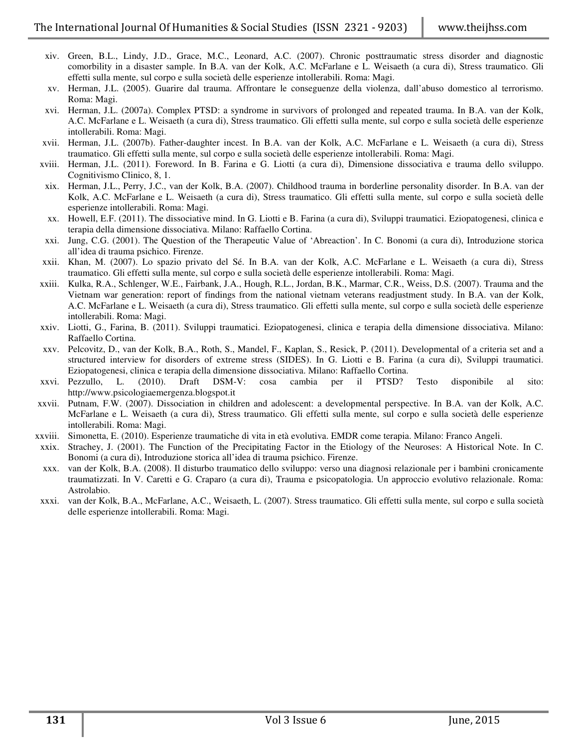- xiv. Green, B.L., Lindy, J.D., Grace, M.C., Leonard, A.C. (2007). Chronic posttraumatic stress disorder and diagnostic comorbility in a disaster sample. In B.A. van der Kolk, A.C. McFarlane e L. Weisaeth (a cura di), Stress traumatico. Gli effetti sulla mente, sul corpo e sulla società delle esperienze intollerabili. Roma: Magi.
- xv. Herman, J.L. (2005). Guarire dal trauma. Affrontare le conseguenze della violenza, dall'abuso domestico al terrorismo. Roma: Magi.
- xvi. Herman, J.L. (2007a). Complex PTSD: a syndrome in survivors of prolonged and repeated trauma. In B.A. van der Kolk, A.C. McFarlane e L. Weisaeth (a cura di), Stress traumatico. Gli effetti sulla mente, sul corpo e sulla società delle esperienze intollerabili. Roma: Magi.
- xvii. Herman, J.L. (2007b). Father-daughter incest. In B.A. van der Kolk, A.C. McFarlane e L. Weisaeth (a cura di), Stress traumatico. Gli effetti sulla mente, sul corpo e sulla società delle esperienze intollerabili. Roma: Magi.
- xviii. Herman, J.L. (2011). Foreword. In B. Farina e G. Liotti (a cura di), Dimensione dissociativa e trauma dello sviluppo. Cognitivismo Clinico, 8, 1.
- xix. Herman, J.L., Perry, J.C., van der Kolk, B.A. (2007). Childhood trauma in borderline personality disorder. In B.A. van der Kolk, A.C. McFarlane e L. Weisaeth (a cura di), Stress traumatico. Gli effetti sulla mente, sul corpo e sulla società delle esperienze intollerabili. Roma: Magi.
- xx. Howell, E.F. (2011). The dissociative mind. In G. Liotti e B. Farina (a cura di), Sviluppi traumatici. Eziopatogenesi, clinica e terapia della dimensione dissociativa. Milano: Raffaello Cortina.
- xxi. Jung, C.G. (2001). The Question of the Therapeutic Value of 'Abreaction'. In C. Bonomi (a cura di), Introduzione storica all'idea di trauma psichico. Firenze.
- xxii. Khan, M. (2007). Lo spazio privato del Sé. In B.A. van der Kolk, A.C. McFarlane e L. Weisaeth (a cura di), Stress traumatico. Gli effetti sulla mente, sul corpo e sulla società delle esperienze intollerabili. Roma: Magi.
- xxiii. Kulka, R.A., Schlenger, W.E., Fairbank, J.A., Hough, R.L., Jordan, B.K., Marmar, C.R., Weiss, D.S. (2007). Trauma and the Vietnam war generation: report of findings from the national vietnam veterans readjustment study. In B.A. van der Kolk, A.C. McFarlane e L. Weisaeth (a cura di), Stress traumatico. Gli effetti sulla mente, sul corpo e sulla società delle esperienze intollerabili. Roma: Magi.
- xxiv. Liotti, G., Farina, B. (2011). Sviluppi traumatici. Eziopatogenesi, clinica e terapia della dimensione dissociativa. Milano: Raffaello Cortina.
- xxv. Pelcovitz, D., van der Kolk, B.A., Roth, S., Mandel, F., Kaplan, S., Resick, P. (2011). Developmental of a criteria set and a structured interview for disorders of extreme stress (SIDES). In G. Liotti e B. Farina (a cura di), Sviluppi traumatici. Eziopatogenesi, clinica e terapia della dimensione dissociativa. Milano: Raffaello Cortina.
- xxvi. Pezzullo, L. (2010). Draft DSM-V: cosa cambia per il PTSD? Testo disponibile al sito: http://www.psicologiaemergenza.blogspot.it
- xxvii. Putnam, F.W. (2007). Dissociation in children and adolescent: a developmental perspective. In B.A. van der Kolk, A.C. McFarlane e L. Weisaeth (a cura di), Stress traumatico. Gli effetti sulla mente, sul corpo e sulla società delle esperienze intollerabili. Roma: Magi.
- xxviii. Simonetta, E. (2010). Esperienze traumatiche di vita in età evolutiva. EMDR come terapia. Milano: Franco Angeli.
- xxix. Strachey, J. (2001). The Function of the Precipitating Factor in the Etiology of the Neuroses: A Historical Note. In C. Bonomi (a cura di), Introduzione storica all'idea di trauma psichico. Firenze.
- xxx. van der Kolk, B.A. (2008). Il disturbo traumatico dello sviluppo: verso una diagnosi relazionale per i bambini cronicamente traumatizzati. In V. Caretti e G. Craparo (a cura di), Trauma e psicopatologia. Un approccio evolutivo relazionale. Roma: Astrolabio.
- xxxi. van der Kolk, B.A., McFarlane, A.C., Weisaeth, L. (2007). Stress traumatico. Gli effetti sulla mente, sul corpo e sulla società delle esperienze intollerabili. Roma: Magi.